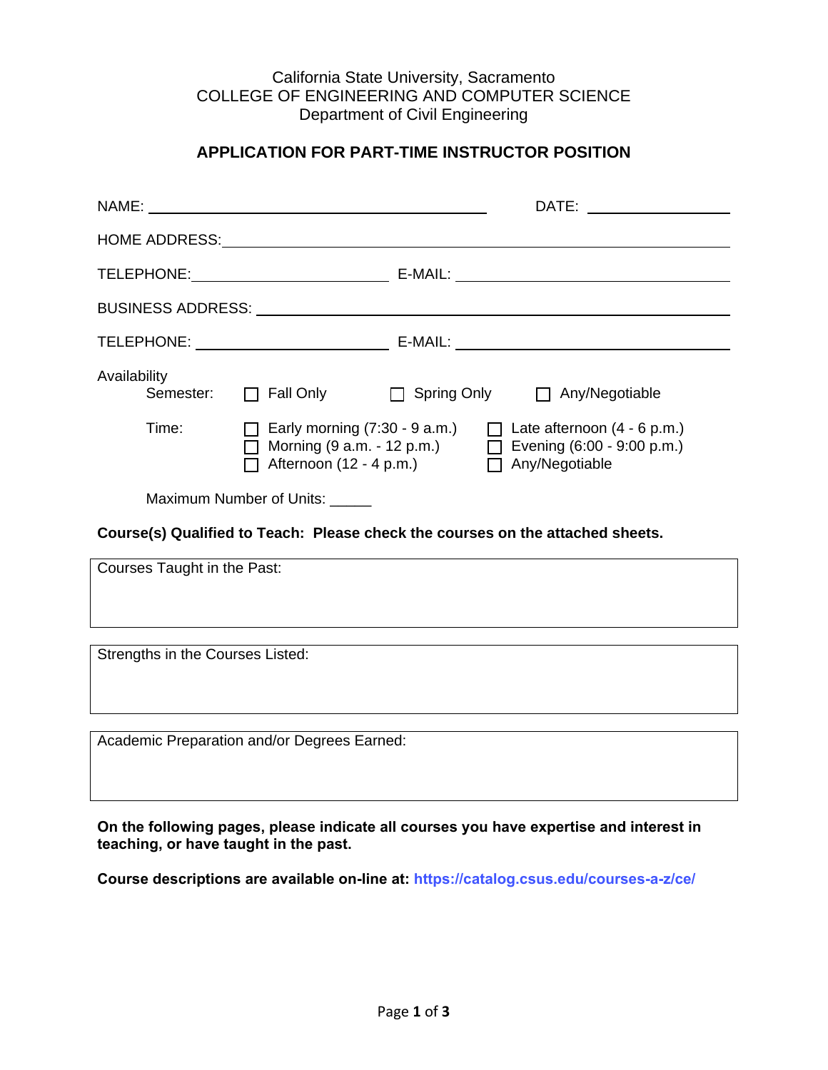California State University, Sacramento
COLLEGE OF ENGINEERING AND COMPUTER SCIENCE
Department of Civil Engineering

## APPLICATION FOR PART-TIME INSTRUCTOR POSITION

NAME: ______________________________ DATE: ______________

HOME ADDRESS: ______________________________________________

TELEPHONE: ____________________ E-MAIL: ______________________

BUSINESS ADDRESS: ___________________________________________

TELEPHONE: ____________________ E-MAIL: ______________________

Availability

Semester: ☐ Fall Only ☐ Spring Only ☐ Any/Negotiable

Time:
- ☐ Early morning (7:30 - 9 a.m.)
- ☐ Morning (9 a.m. - 12 p.m.)
- ☐ Afternoon (12 - 4 p.m.)
- ☐ Late afternoon (4 - 6 p.m.)
- ☐ Evening (6:00 - 9:00 p.m.)
- ☐ Any/Negotiable

Maximum Number of Units: _____

**Course(s) Qualified to Teach: Please check the courses on the attached sheets.**

| Courses Taught in the Past: |
| --- |
| |

| Strengths in the Courses Listed: |
| --- |
| |

| Academic Preparation and/or Degrees Earned: |
| --- |
| |

**On the following pages, please indicate all courses you have expertise and interest in teaching, or have taught in the past.**

**Course descriptions are available on-line at: https://catalog.csus.edu/courses-a-z/ce/**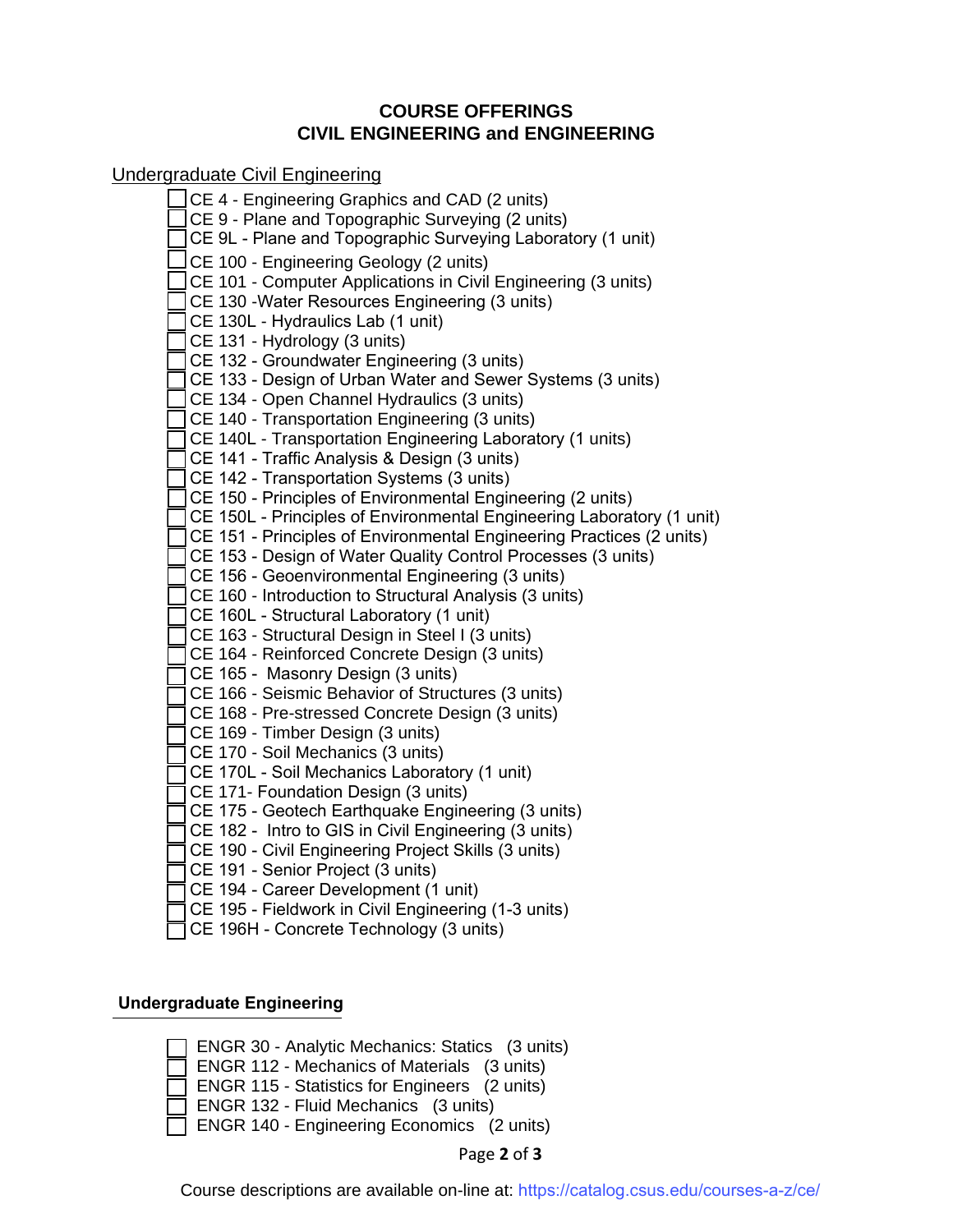# COURSE OFFERINGS
# CIVIL ENGINEERING and ENGINEERING

## Undergraduate Civil Engineering

- [ ] CE 4 - Engineering Graphics and CAD (2 units)
- [ ] CE 9 - Plane and Topographic Surveying (2 units)
- [ ] CE 9L - Plane and Topographic Surveying Laboratory (1 unit)
- [ ] CE 100 - Engineering Geology (2 units)
- [ ] CE 101 - Computer Applications in Civil Engineering (3 units)
- [ ] CE 130 -Water Resources Engineering (3 units)
- [ ] CE 130L - Hydraulics Lab (1 unit)
- [ ] CE 131 - Hydrology (3 units)
- [ ] CE 132 - Groundwater Engineering (3 units)
- [ ] CE 133 - Design of Urban Water and Sewer Systems (3 units)
- [ ] CE 134 - Open Channel Hydraulics (3 units)
- [ ] CE 140 - Transportation Engineering (3 units)
- [ ] CE 140L - Transportation Engineering Laboratory (1 units)
- [ ] CE 141 - Traffic Analysis & Design (3 units)
- [ ] CE 142 - Transportation Systems (3 units)
- [ ] CE 150 - Principles of Environmental Engineering (2 units)
- [ ] CE 150L - Principles of Environmental Engineering Laboratory (1 unit)
- [ ] CE 151 - Principles of Environmental Engineering Practices (2 units)
- [ ] CE 153 - Design of Water Quality Control Processes (3 units)
- [ ] CE 156 - Geoenvironmental Engineering (3 units)
- [ ] CE 160 - Introduction to Structural Analysis (3 units)
- [ ] CE 160L - Structural Laboratory (1 unit)
- [ ] CE 163 - Structural Design in Steel I (3 units)
- [ ] CE 164 - Reinforced Concrete Design (3 units)
- [ ] CE 165 - Masonry Design (3 units)
- [ ] CE 166 - Seismic Behavior of Structures (3 units)
- [ ] CE 168 - Pre-stressed Concrete Design (3 units)
- [ ] CE 169 - Timber Design (3 units)
- [ ] CE 170 - Soil Mechanics (3 units)
- [ ] CE 170L - Soil Mechanics Laboratory (1 unit)
- [ ] CE 171- Foundation Design (3 units)
- [ ] CE 175 - Geotech Earthquake Engineering (3 units)
- [ ] CE 182 - Intro to GIS in Civil Engineering (3 units)
- [ ] CE 190 - Civil Engineering Project Skills (3 units)
- [ ] CE 191 - Senior Project (3 units)
- [ ] CE 194 - Career Development (1 unit)
- [ ] CE 195 - Fieldwork in Civil Engineering (1-3 units)
- [ ] CE 196H - Concrete Technology (3 units)

## Undergraduate Engineering

- [ ] ENGR 30 - Analytic Mechanics: Statics (3 units)
- [ ] ENGR 112 - Mechanics of Materials (3 units)
- [ ] ENGR 115 - Statistics for Engineers (2 units)
- [ ] ENGR 132 - Fluid Mechanics (3 units)
- [ ] ENGR 140 - Engineering Economics (2 units)

Course descriptions are available on-line at: https://catalog.csus.edu/courses-a-z/ce/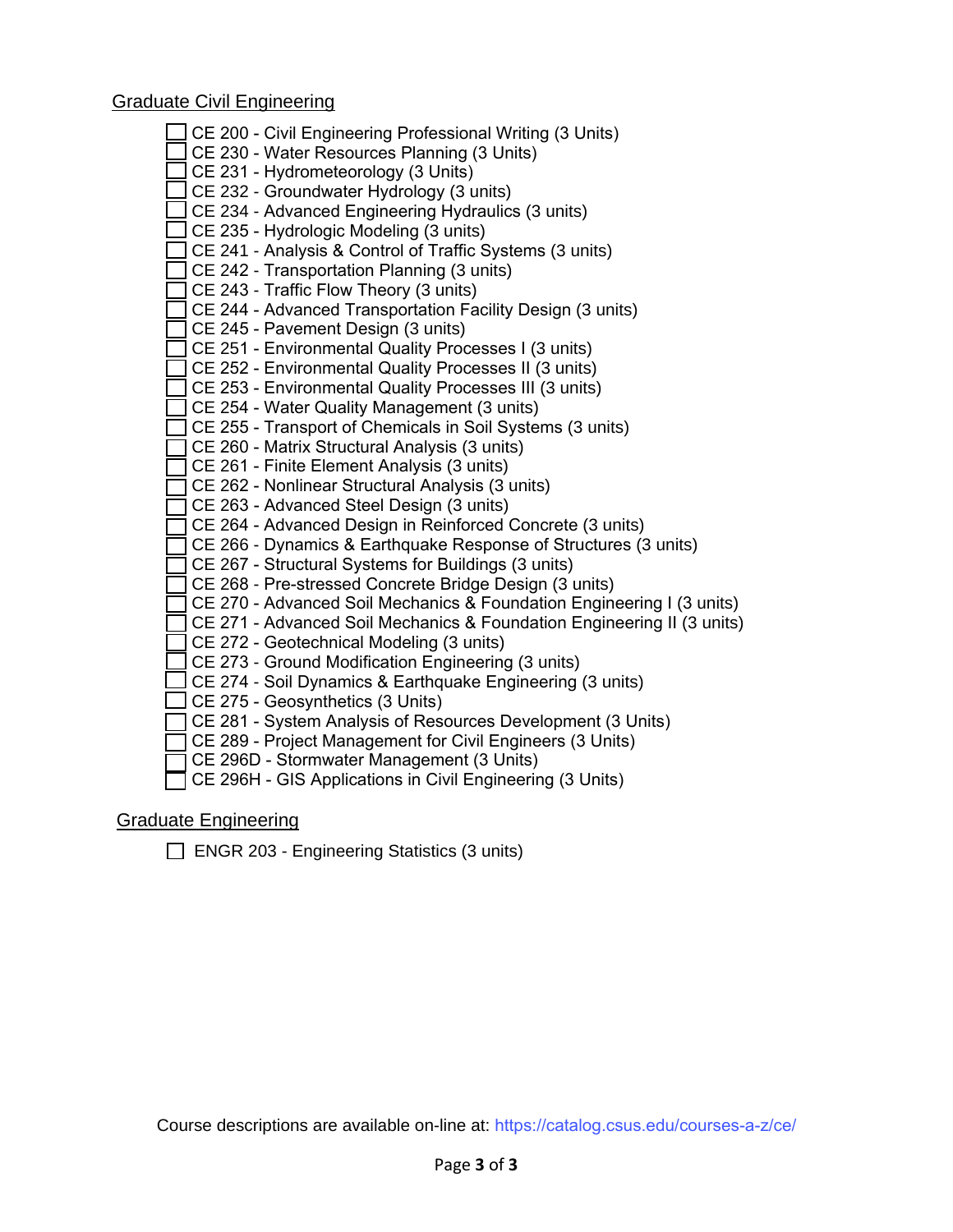## Graduate Civil Engineering

- [ ] CE 200 - Civil Engineering Professional Writing (3 Units)
- [ ] CE 230 - Water Resources Planning (3 Units)
- [ ] CE 231 - Hydrometeorology (3 Units)
- [ ] CE 232 - Groundwater Hydrology (3 units)
- [ ] CE 234 - Advanced Engineering Hydraulics (3 units)
- [ ] CE 235 - Hydrologic Modeling (3 units)
- [ ] CE 241 - Analysis & Control of Traffic Systems (3 units)
- [ ] CE 242 - Transportation Planning (3 units)
- [ ] CE 243 - Traffic Flow Theory (3 units)
- [ ] CE 244 - Advanced Transportation Facility Design (3 units)
- [ ] CE 245 - Pavement Design (3 units)
- [ ] CE 251 - Environmental Quality Processes I (3 units)
- [ ] CE 252 - Environmental Quality Processes II (3 units)
- [ ] CE 253 - Environmental Quality Processes III (3 units)
- [ ] CE 254 - Water Quality Management (3 units)
- [ ] CE 255 - Transport of Chemicals in Soil Systems (3 units)
- [ ] CE 260 - Matrix Structural Analysis (3 units)
- [ ] CE 261 - Finite Element Analysis (3 units)
- [ ] CE 262 - Nonlinear Structural Analysis (3 units)
- [ ] CE 263 - Advanced Steel Design (3 units)
- [ ] CE 264 - Advanced Design in Reinforced Concrete (3 units)
- [ ] CE 266 - Dynamics & Earthquake Response of Structures (3 units)
- [ ] CE 267 - Structural Systems for Buildings (3 units)
- [ ] CE 268 - Pre-stressed Concrete Bridge Design (3 units)
- [ ] CE 270 - Advanced Soil Mechanics & Foundation Engineering I (3 units)
- [ ] CE 271 - Advanced Soil Mechanics & Foundation Engineering II (3 units)
- [ ] CE 272 - Geotechnical Modeling (3 units)
- [ ] CE 273 - Ground Modification Engineering (3 units)
- [ ] CE 274 - Soil Dynamics & Earthquake Engineering (3 units)
- [ ] CE 275 - Geosynthetics (3 Units)
- [ ] CE 281 - System Analysis of Resources Development (3 Units)
- [ ] CE 289 - Project Management for Civil Engineers (3 Units)
- [ ] CE 296D - Stormwater Management (3 Units)
- [ ] CE 296H - GIS Applications in Civil Engineering (3 Units)

## Graduate Engineering

- [ ] ENGR 203 - Engineering Statistics (3 units)

Course descriptions are available on-line at: https://catalog.csus.edu/courses-a-z/ce/